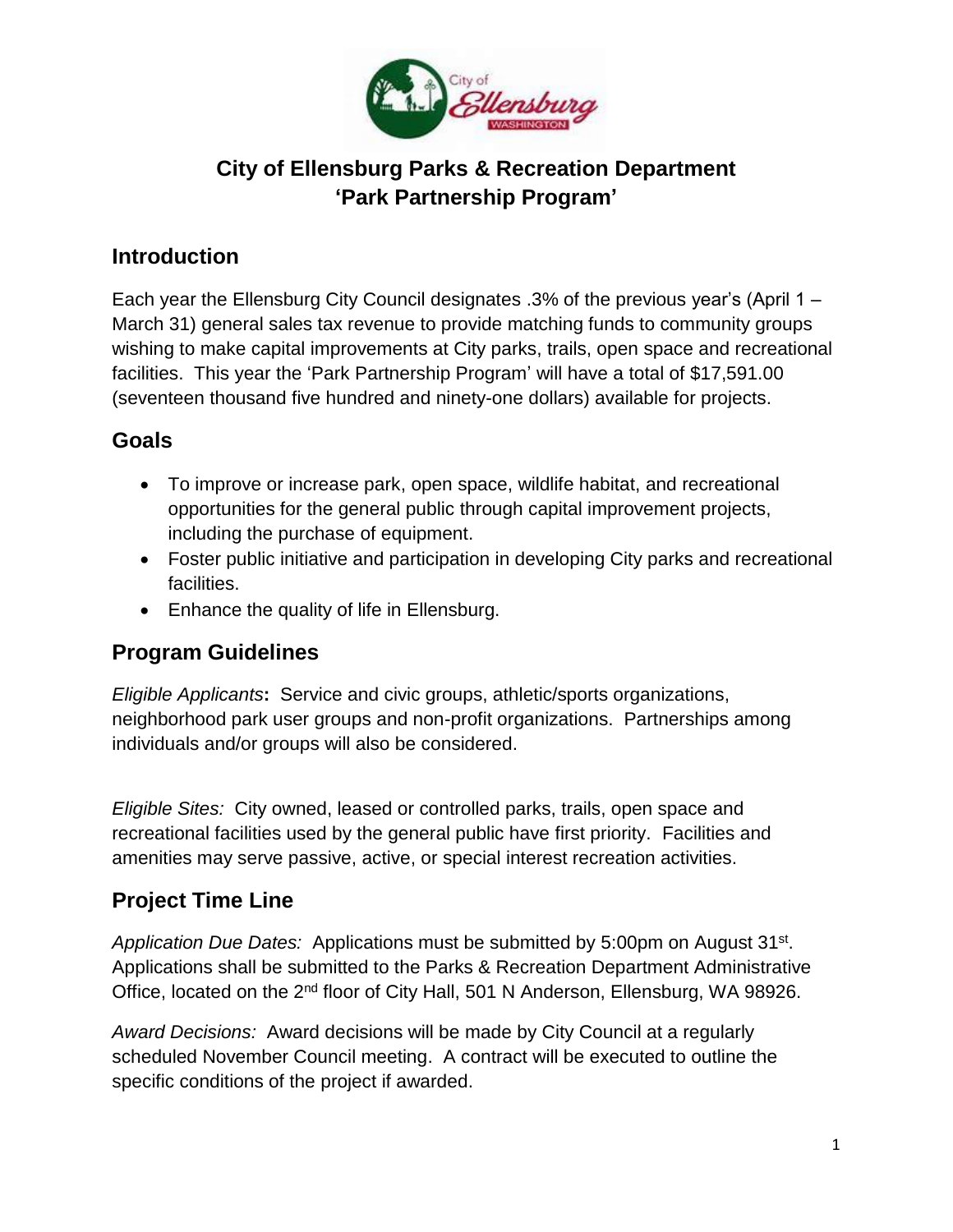# City of Ellensburg Parks & Recreation Department 'Park Partnership Program'

## Introduction

Each year the Ellensburg City Council designates .3% of the previous year's (April 1 – March 31) general sales tax revenue to provide matching funds to community groups wishing to make capital improvements at City parks, trails, open space and recreational facilities. This year the 'Park Partnership Program' will have a total of $17,591.00 (seventeen thousand five hundred and ninety-one dollars) available for projects.

## Goals

- To improve or increase park, open space, wildlife habitat, and recreational opportunities for the general public through capital improvement projects, including the purchase of equipment.
- Foster public initiative and participation in developing City parks and recreational facilities.
- Enhance the quality of life in Ellensburg.

## Program Guidelines

*Eligible Applicants***:** Service and civic groups, athletic/sports organizations, neighborhood park user groups and non-profit organizations. Partnerships among individuals and/or groups will also be considered.

*Eligible Sites:* City owned, leased or controlled parks, trails, open space and recreational facilities used by the general public have first priority. Facilities and amenities may serve passive, active, or special interest recreation activities.

## Project Time Line

*Application Due Dates:* Applications must be submitted by 5:00pm on August 31st. Applications shall be submitted to the Parks & Recreation Department Administrative Office, located on the 2nd floor of City Hall, 501 N Anderson, Ellensburg, WA 98926.

*Award Decisions:* Award decisions will be made by City Council at a regularly scheduled November Council meeting. A contract will be executed to outline the specific conditions of the project if awarded.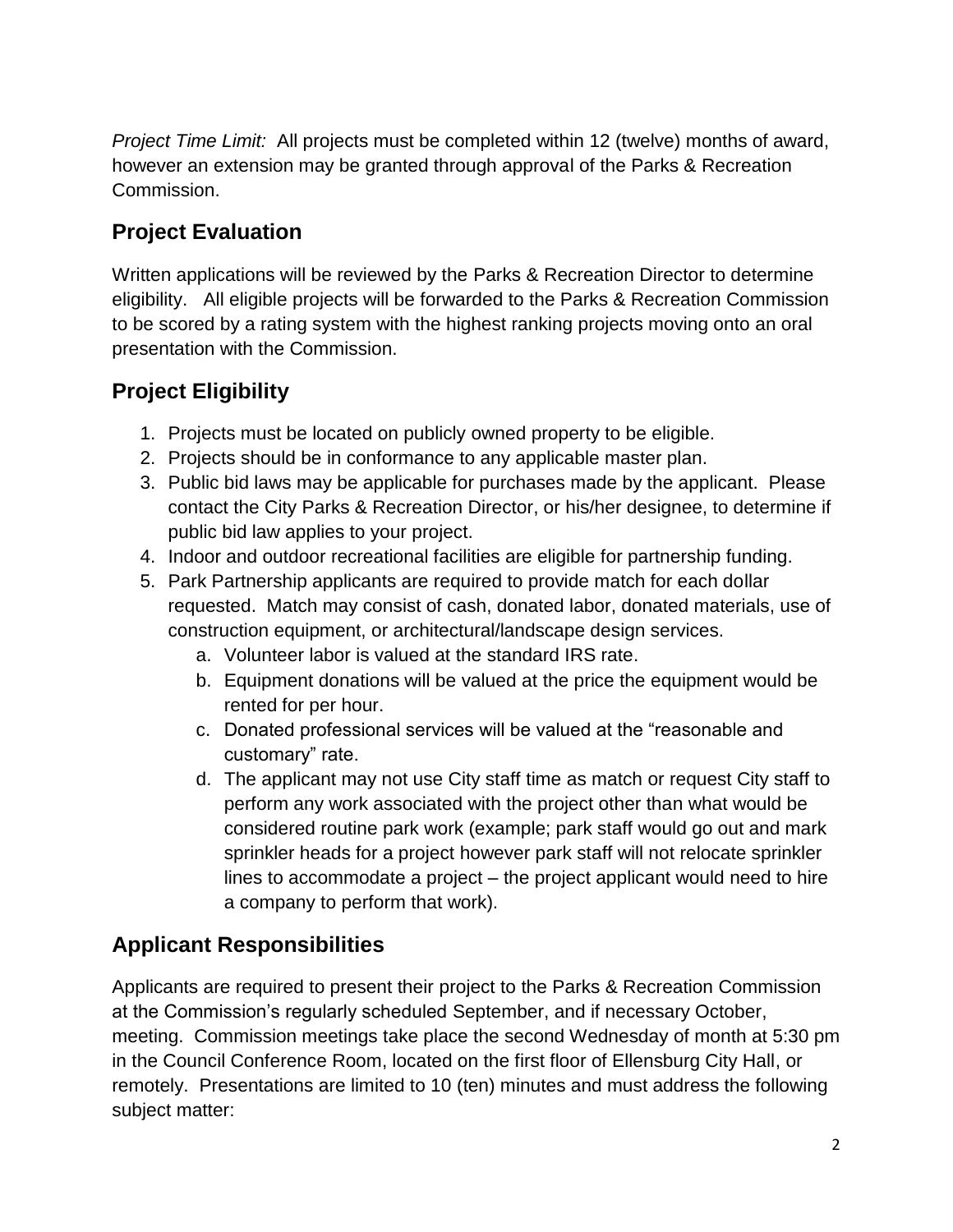*Project Time Limit:* All projects must be completed within 12 (twelve) months of award, however an extension may be granted through approval of the Parks & Recreation Commission.

## Project Evaluation

Written applications will be reviewed by the Parks & Recreation Director to determine eligibility. All eligible projects will be forwarded to the Parks & Recreation Commission to be scored by a rating system with the highest ranking projects moving onto an oral presentation with the Commission.

## Project Eligibility

1. Projects must be located on publicly owned property to be eligible.
2. Projects should be in conformance to any applicable master plan.
3. Public bid laws may be applicable for purchases made by the applicant. Please contact the City Parks & Recreation Director, or his/her designee, to determine if public bid law applies to your project.
4. Indoor and outdoor recreational facilities are eligible for partnership funding.
5. Park Partnership applicants are required to provide match for each dollar requested. Match may consist of cash, donated labor, donated materials, use of construction equipment, or architectural/landscape design services.
    a. Volunteer labor is valued at the standard IRS rate.
    b. Equipment donations will be valued at the price the equipment would be rented for per hour.
    c. Donated professional services will be valued at the "reasonable and customary" rate.
    d. The applicant may not use City staff time as match or request City staff to perform any work associated with the project other than what would be considered routine park work (example; park staff would go out and mark sprinkler heads for a project however park staff will not relocate sprinkler lines to accommodate a project – the project applicant would need to hire a company to perform that work).

## Applicant Responsibilities

Applicants are required to present their project to the Parks & Recreation Commission at the Commission's regularly scheduled September, and if necessary October, meeting. Commission meetings take place the second Wednesday of month at 5:30 pm in the Council Conference Room, located on the first floor of Ellensburg City Hall, or remotely. Presentations are limited to 10 (ten) minutes and must address the following subject matter: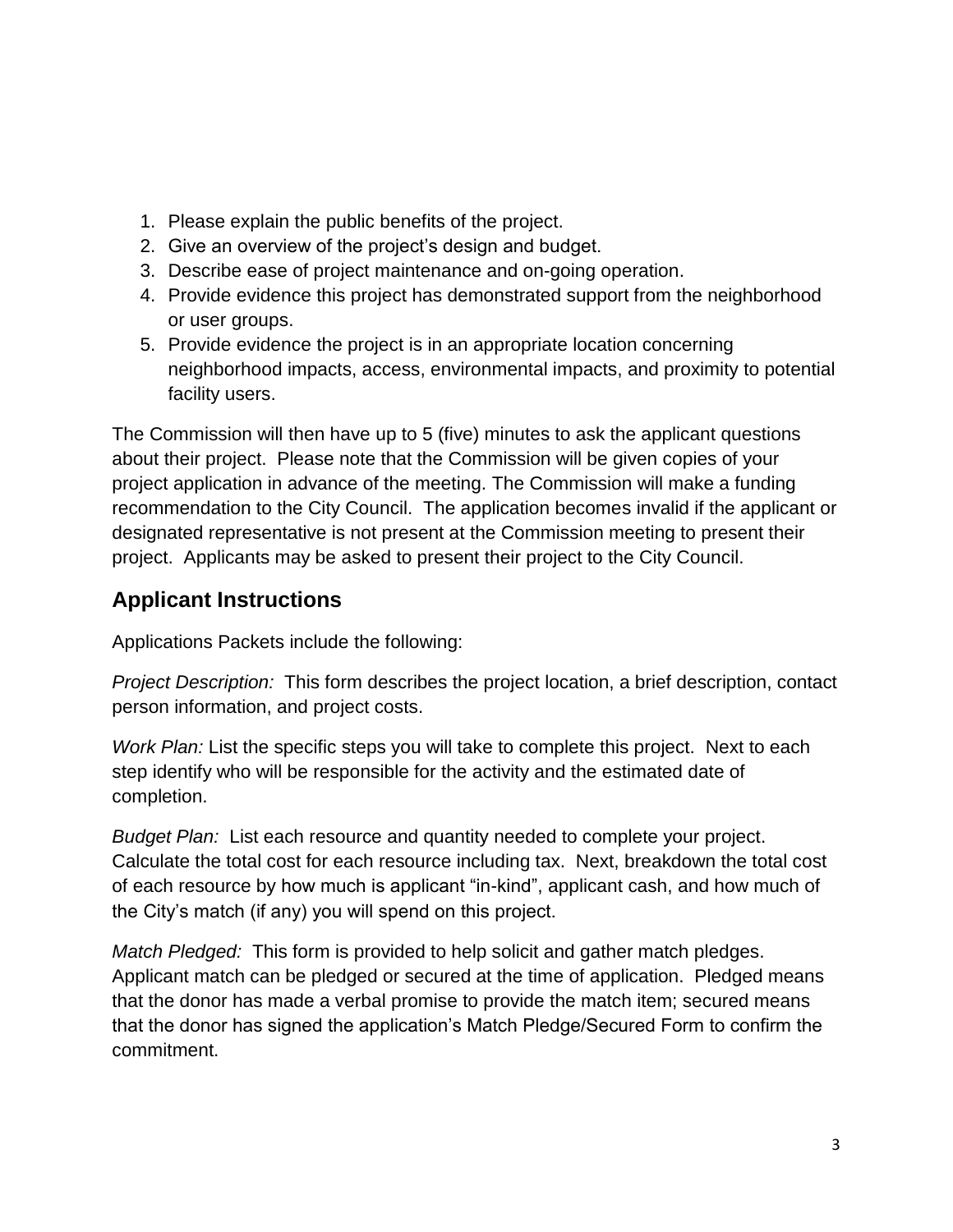1. Please explain the public benefits of the project.
2. Give an overview of the project's design and budget.
3. Describe ease of project maintenance and on-going operation.
4. Provide evidence this project has demonstrated support from the neighborhood or user groups.
5. Provide evidence the project is in an appropriate location concerning neighborhood impacts, access, environmental impacts, and proximity to potential facility users.

The Commission will then have up to 5 (five) minutes to ask the applicant questions about their project. Please note that the Commission will be given copies of your project application in advance of the meeting. The Commission will make a funding recommendation to the City Council. The application becomes invalid if the applicant or designated representative is not present at the Commission meeting to present their project. Applicants may be asked to present their project to the City Council.

## Applicant Instructions

Applications Packets include the following:

*Project Description:* This form describes the project location, a brief description, contact person information, and project costs.

*Work Plan:* List the specific steps you will take to complete this project. Next to each step identify who will be responsible for the activity and the estimated date of completion.

*Budget Plan:* List each resource and quantity needed to complete your project. Calculate the total cost for each resource including tax. Next, breakdown the total cost of each resource by how much is applicant "in-kind", applicant cash, and how much of the City's match (if any) you will spend on this project.

*Match Pledged:* This form is provided to help solicit and gather match pledges. Applicant match can be pledged or secured at the time of application. Pledged means that the donor has made a verbal promise to provide the match item; secured means that the donor has signed the application's Match Pledge/Secured Form to confirm the commitment.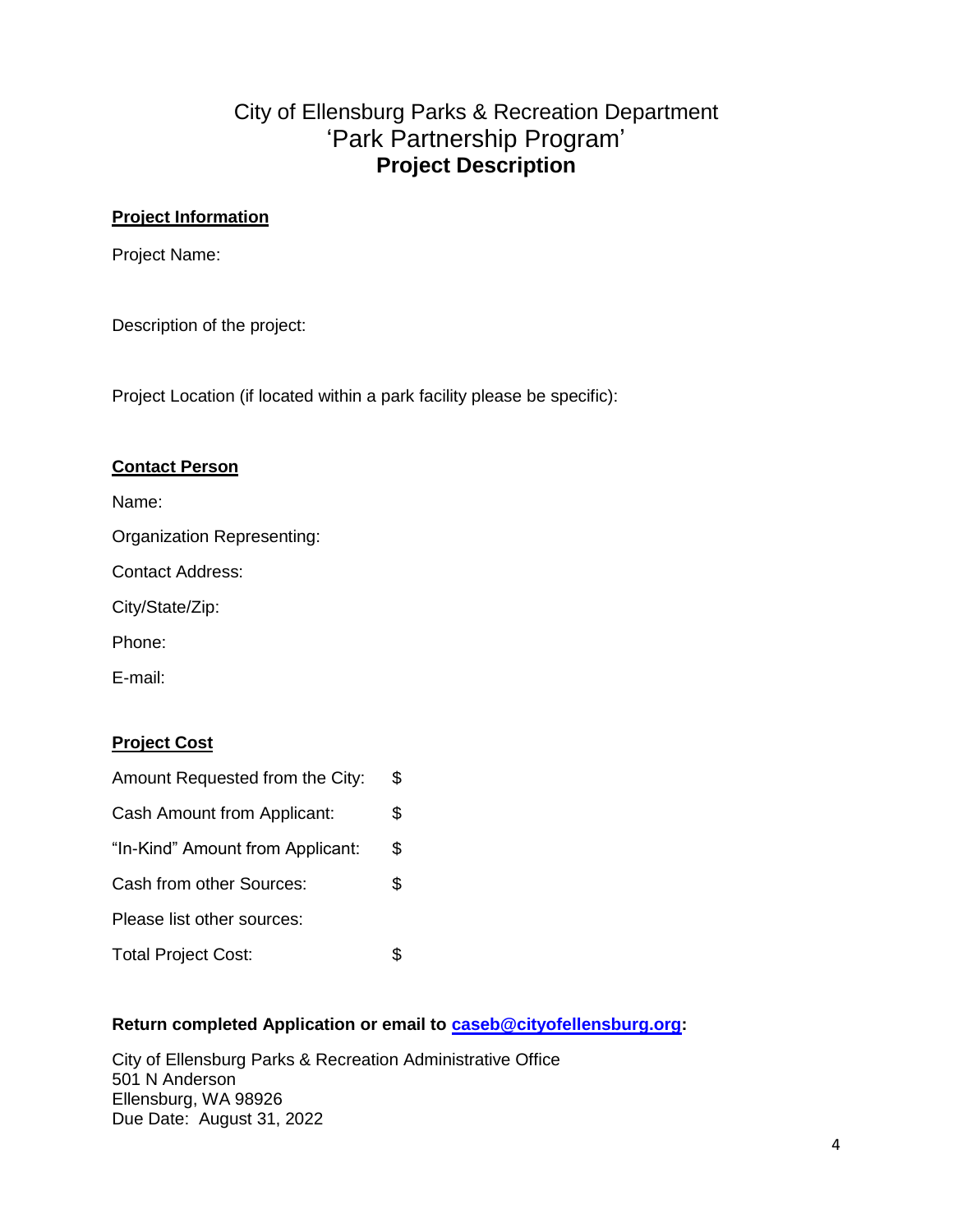# City of Ellensburg Parks & Recreation Department
## 'Park Partnership Program'
## **Project Description**

**Project Information**

Project Name:

Description of the project:

Project Location (if located within a park facility please be specific):

**Contact Person**

Name:

Organization Representing:

Contact Address:

City/State/Zip:

Phone:

E-mail:

**Project Cost**

Amount Requested from the City: $

Cash Amount from Applicant: $

"In-Kind" Amount from Applicant: $

Cash from other Sources: $

Please list other sources:

Total Project Cost: $

**Return completed Application or email to caseb@cityofellensburg.org:**

City of Ellensburg Parks & Recreation Administrative Office
501 N Anderson
Ellensburg, WA 98926
Due Date: August 31, 2022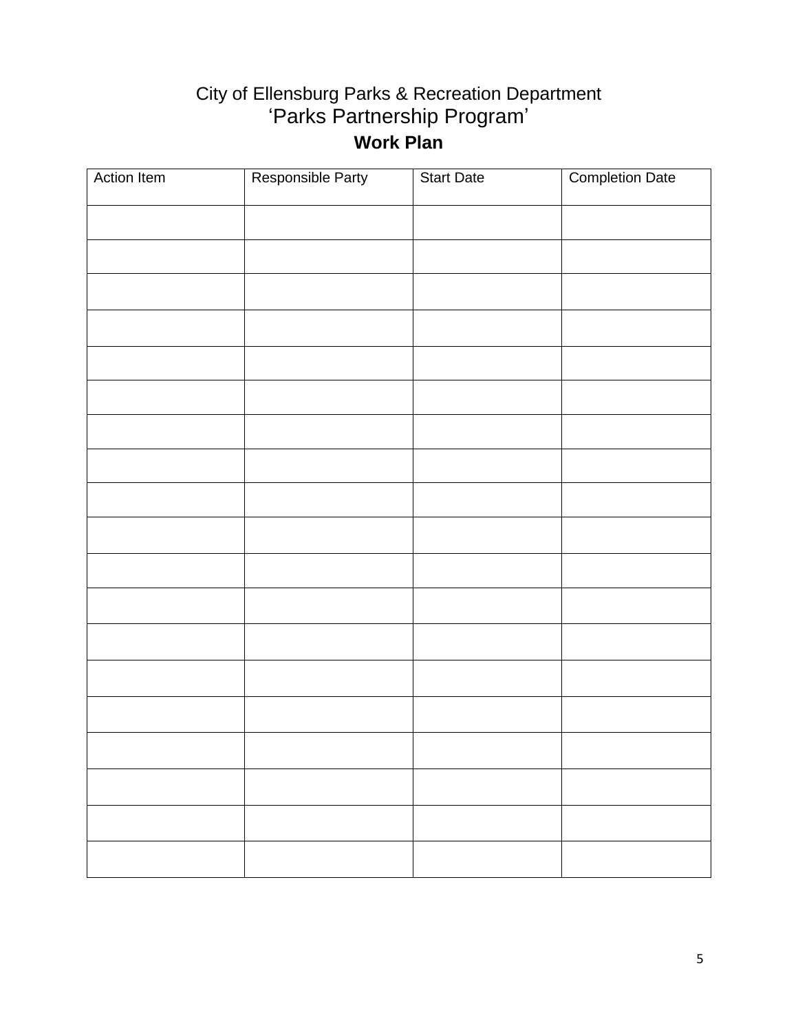# City of Ellensburg Parks & Recreation Department

## ‘Parks Partnership Program’

### Work Plan

| Action Item | Responsible Party | Start Date | Completion Date |
|---|---|---|---|
| | | | |
| | | | |
| | | | |
| | | | |
| | | | |
| | | | |
| | | | |
| | | | |
| | | | |
| | | | |
| | | | |
| | | | |
| | | | |
| | | | |
| | | | |
| | | | |
| | | | |
| | | | |
| | | | |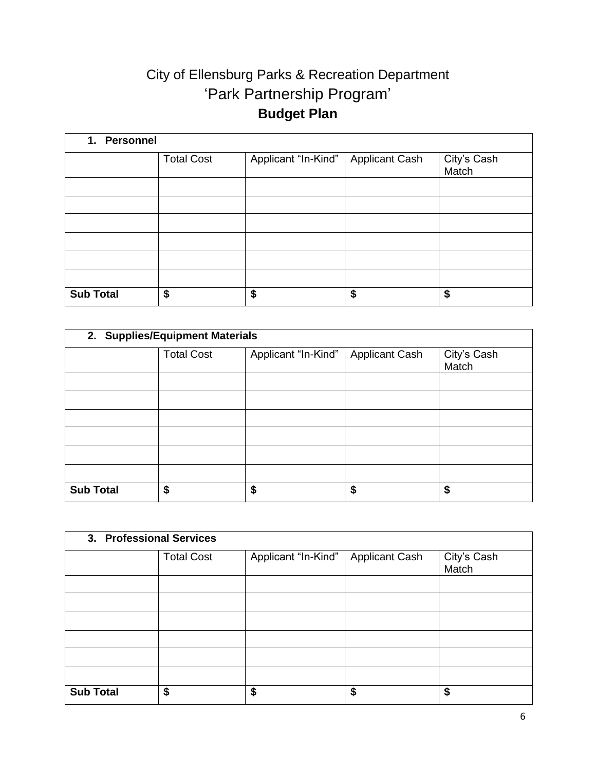# City of Ellensburg Parks & Recreation Department

## 'Park Partnership Program'

## **Budget Plan**

| **1. Personnel** | | | | |
|---|---|---|---|---|
| | Total Cost | Applicant "In-Kind" | Applicant Cash | City's Cash Match |
| | | | | |
| | | | | |
| | | | | |
| | | | | |
| | | | | |
| | | | | |
| **Sub Total** | **$** | **$** | **$** | **$** |

| **2. Supplies/Equipment Materials** | | | | |
|---|---|---|---|---|
| | Total Cost | Applicant "In-Kind" | Applicant Cash | City's Cash Match |
| | | | | |
| | | | | |
| | | | | |
| | | | | |
| | | | | |
| | | | | |
| **Sub Total** | **$** | **$** | **$** | **$** |

| **3. Professional Services** | | | | |
|---|---|---|---|---|
| | Total Cost | Applicant "In-Kind" | Applicant Cash | City's Cash Match |
| | | | | |
| | | | | |
| | | | | |
| | | | | |
| | | | | |
| | | | | |
| **Sub Total** | **$** | **$** | **$** | **$** |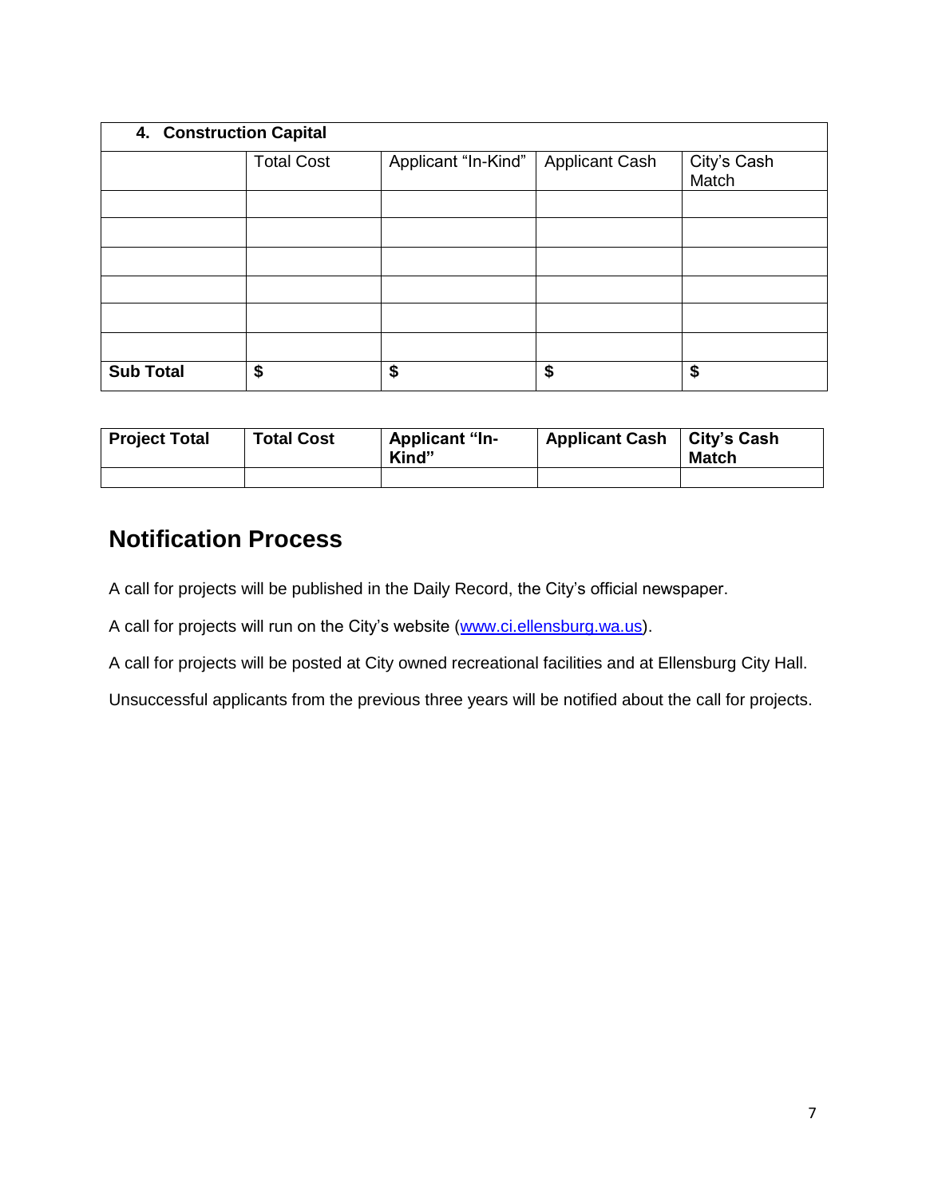| **4. Construction Capital** | | | | |
|---|---|---|---|---|
| | Total Cost | Applicant "In-Kind" | Applicant Cash | City's Cash Match |
| | | | | |
| | | | | |
| | | | | |
| | | | | |
| | | | | |
| | | | | |
| **Sub Total** | **$** | **$** | **$** | **$** |

| **Project Total** | **Total Cost** | **Applicant "In-Kind"** | **Applicant Cash** | **City's Cash Match** |
|---|---|---|---|---|
| | | | | |

## Notification Process

A call for projects will be published in the Daily Record, the City's official newspaper.

A call for projects will run on the City's website (www.ci.ellensburg.wa.us).

A call for projects will be posted at City owned recreational facilities and at Ellensburg City Hall.

Unsuccessful applicants from the previous three years will be notified about the call for projects.